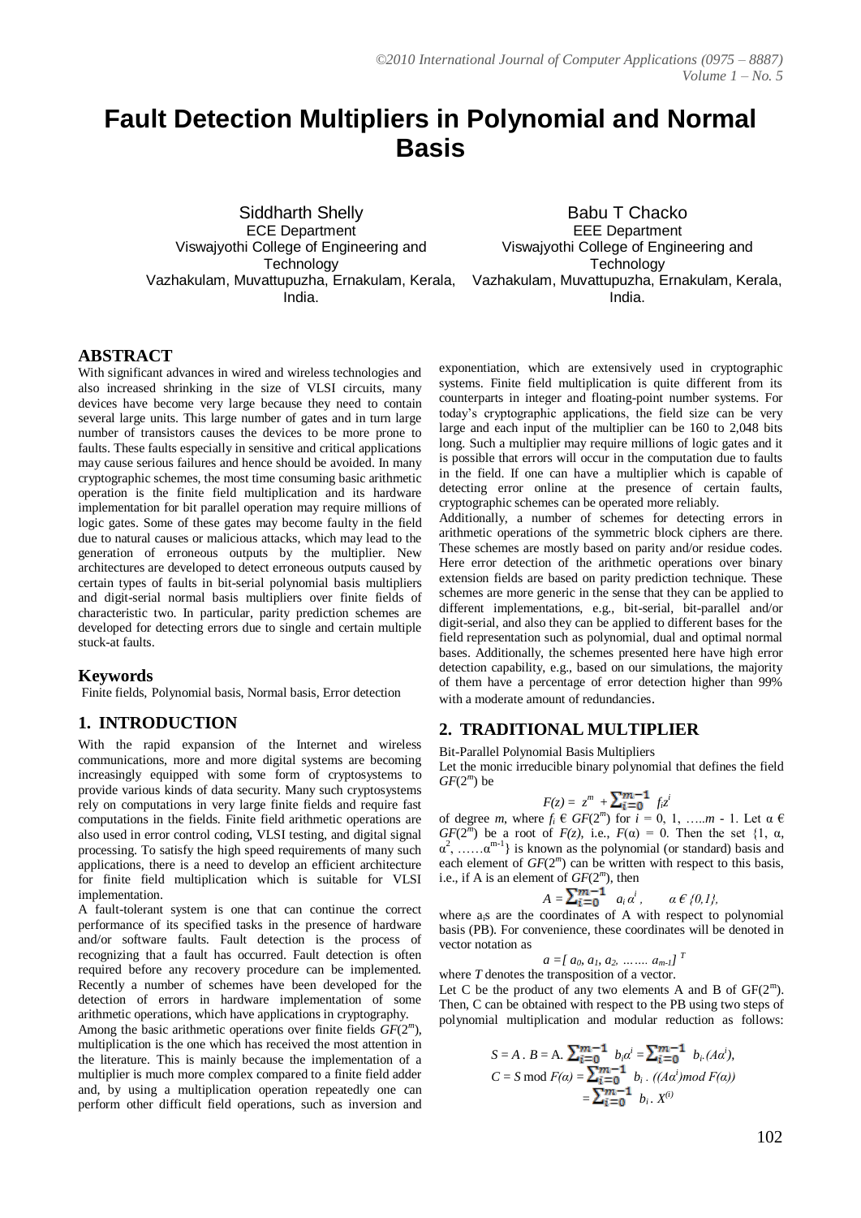# Fault Detection Multipliers in Polynomial and Normal Basis

Siddharth Shelly
ECE Department
Viswajyothi College of Engineering and Technology
Vazhakulam, Muvattupuzha, Ernakulam, Kerala, India.

Babu T Chacko
EEE Department
Viswajyothi College of Engineering and Technology
Vazhakulam, Muvattupuzha, Ernakulam, Kerala, India.

## ABSTRACT

With significant advances in wired and wireless technologies and also increased shrinking in the size of VLSI circuits, many devices have become very large because they need to contain several large units. This large number of gates and in turn large number of transistors causes the devices to be more prone to faults. These faults especially in sensitive and critical applications may cause serious failures and hence should be avoided. In many cryptographic schemes, the most time consuming basic arithmetic operation is the finite field multiplication and its hardware implementation for bit parallel operation may require millions of logic gates. Some of these gates may become faulty in the field due to natural causes or malicious attacks, which may lead to the generation of erroneous outputs by the multiplier. New architectures are developed to detect erroneous outputs caused by certain types of faults in bit-serial polynomial basis multipliers and digit-serial normal basis multipliers over finite fields of characteristic two. In particular, parity prediction schemes are developed for detecting errors due to single and certain multiple stuck-at faults.

### Keywords

Finite fields, Polynomial basis, Normal basis, Error detection

## 1. INTRODUCTION

With the rapid expansion of the Internet and wireless communications, more and more digital systems are becoming increasingly equipped with some form of cryptosystems to provide various kinds of data security. Many such cryptosystems rely on computations in very large finite fields and require fast computations in the fields. Finite field arithmetic operations are also used in error control coding, VLSI testing, and digital signal processing. To satisfy the high speed requirements of many such applications, there is a need to develop an efficient architecture for finite field multiplication which is suitable for VLSI implementation.

A fault-tolerant system is one that can continue the correct performance of its specified tasks in the presence of hardware and/or software faults. Fault detection is the process of recognizing that a fault has occurred. Fault detection is often required before any recovery procedure can be implemented. Recently a number of schemes have been developed for the detection of errors in hardware implementation of some arithmetic operations, which have applications in cryptography.

Among the basic arithmetic operations over finite fields $GF(2^m)$, multiplication is the one which has received the most attention in the literature. This is mainly because the implementation of a multiplier is much more complex compared to a finite field adder and, by using a multiplication operation repeatedly one can perform other difficult field operations, such as inversion and exponentiation, which are extensively used in cryptographic systems. Finite field multiplication is quite different from its counterparts in integer and floating-point number systems. For today's cryptographic applications, the field size can be very large and each input of the multiplier can be 160 to 2,048 bits long. Such a multiplier may require millions of logic gates and it is possible that errors will occur in the computation due to faults in the field. If one can have a multiplier which is capable of detecting error online at the presence of certain faults, cryptographic schemes can be operated more reliably.

Additionally, a number of schemes for detecting errors in arithmetic operations of the symmetric block ciphers are there. These schemes are mostly based on parity and/or residue codes. Here error detection of the arithmetic operations over binary extension fields are based on parity prediction technique. These schemes are more generic in the sense that they can be applied to different implementations, e.g., bit-serial, bit-parallel and/or digit-serial, and also they can be applied to different bases for the field representation such as polynomial, dual and optimal normal bases. Additionally, the schemes presented here have high error detection capability, e.g., based on our simulations, the majority of them have a percentage of error detection higher than 99% with a moderate amount of redundancies.

## 2. TRADITIONAL MULTIPLIER

Bit-Parallel Polynomial Basis Multipliers

Let the monic irreducible binary polynomial that defines the field $GF(2^m)$ be

$$F(z) = z^m + \sum_{i=0}^{m-1} f_i z^i$$

of degree $m$, where $f_i \in GF(2^m)$ for $i = 0, 1, \ldots m - 1$. Let $\alpha \in GF(2^m)$ be a root of $F(z)$, i.e., $F(\alpha) = 0$. Then the set $\{1, \alpha, \alpha^2, \ldots\ldots \alpha^{m-1}\}$ is known as the polynomial (or standard) basis and each element of $GF(2^m)$ can be written with respect to this basis, i.e., if A is an element of $GF(2^m)$, then

$$A = \sum_{i=0}^{m-1} a_i \alpha^i, \qquad \alpha \in \{0,1\},$$

where $a_i$s are the coordinates of A with respect to polynomial basis (PB). For convenience, these coordinates will be denoted in vector notation as

$$a = [\, a_0, a_1, a_2, \ldots\ldots a_{m-1}]^T$$

where $T$ denotes the transposition of a vector.

Let C be the product of any two elements A and B of $GF(2^m)$. Then, C can be obtained with respect to the PB using two steps of polynomial multiplication and modular reduction as follows:

$$S = A \,.\, B = A.\sum_{i=0}^{m-1} b_i\alpha^i = \sum_{i=0}^{m-1} b_i.(A\alpha^i),$$

$$C = S \bmod F(\alpha) = \sum_{i=0}^{m-1} b_i \,.\, ((A\alpha^i) \bmod F(\alpha))$$

$$= \sum_{i=0}^{m-1} b_i \,.\, X^{(i)}$$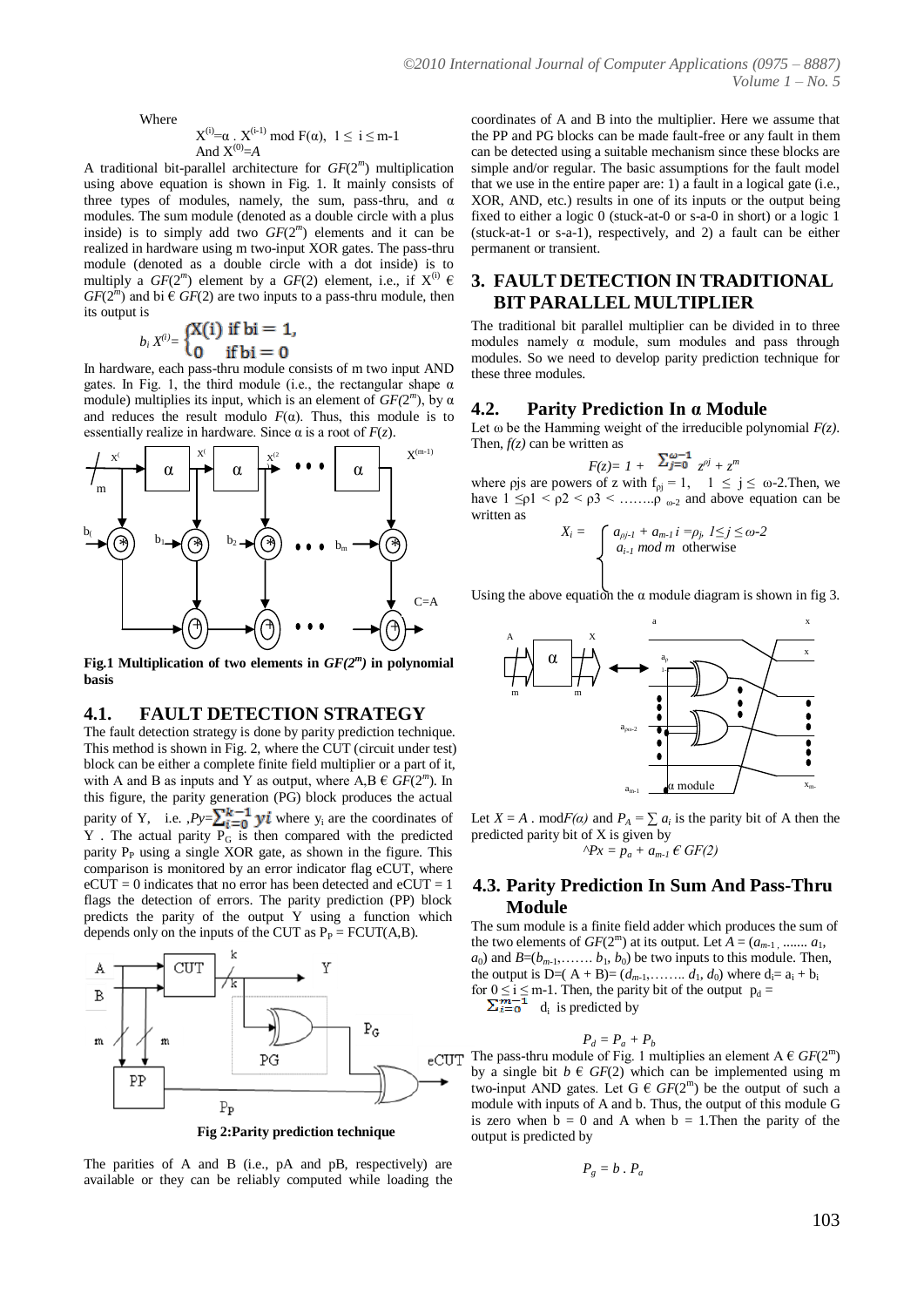Where

$$X^{(i)}=\alpha \cdot X^{(i-1)} \bmod F(\alpha),\ 1 \le i \le m-1$$
$$\text{And } X^{(0)}=A$$

A traditional bit-parallel architecture for $GF(2^m)$ multiplication using above equation is shown in Fig. 1. It mainly consists of three types of modules, namely, the sum, pass-thru, and α modules. The sum module (denoted as a double circle with a plus inside) is to simply add two $GF(2^m)$ elements and it can be realized in hardware using m two-input XOR gates. The pass-thru module (denoted as a double circle with a dot inside) is to multiply a $GF(2^m)$ element by a $GF(2)$ element, i.e., if $X^{(i)} \in GF(2^m)$ and $b_i \in GF(2)$ are two inputs to a pass-thru module, then its output is

$$b_i X^{(i)} = \begin{cases} X(i) & \text{if } bi = 1, \\ 0 & \text{if } bi = 0 \end{cases}$$

In hardware, each pass-thru module consists of m two input AND gates. In Fig. 1, the third module (i.e., the rectangular shape α module) multiplies its input, which is an element of $GF(2^m)$, by α and reduces the result modulo $F(\alpha)$. Thus, this module is to essentially realize in hardware. Since α is a root of $F(z)$.

**Fig.1 Multiplication of two elements in $GF(2^m)$ in polynomial basis**

## 4.1. FAULT DETECTION STRATEGY

The fault detection strategy is done by parity prediction technique. This method is shown in Fig. 2, where the CUT (circuit under test) block can be either a complete finite field multiplier or a part of it, with A and B as inputs and Y as output, where $A,B \in GF(2^m)$. In this figure, the parity generation (PG) block produces the actual parity of Y, i.e. $P_Y=\sum_{i=0}^{k-1} y_i$ where $y_i$ are the coordinates of Y . The actual parity $P_G$ is then compared with the predicted parity $P_P$ using a single XOR gate, as shown in the figure. This comparison is monitored by an error indicator flag eCUT, where eCUT = 0 indicates that no error has been detected and eCUT = 1 flags the detection of errors. The parity prediction (PP) block predicts the parity of the output Y using a function which depends only on the inputs of the CUT as $P_P = F_{CUT}(A,B)$.

**Fig 2:Parity prediction technique**

The parities of A and B (i.e., pA and pB, respectively) are available or they can be reliably computed while loading the coordinates of A and B into the multiplier. Here we assume that the PP and PG blocks can be made fault-free or any fault in them can be detected using a suitable mechanism since these blocks are simple and/or regular. The basic assumptions for the fault model that we use in the entire paper are: 1) a fault in a logical gate (i.e., XOR, AND, etc.) results in one of its inputs or the output being fixed to either a logic 0 (stuck-at-0 or s-a-0 in short) or a logic 1 (stuck-at-1 or s-a-1), respectively, and 2) a fault can be either permanent or transient.

# 3. FAULT DETECTION IN TRADITIONAL BIT PARALLEL MULTIPLIER

The traditional bit parallel multiplier can be divided in to three modules namely α module, sum modules and pass through modules. So we need to develop parity prediction technique for these three modules.

## 4.2. Parity Prediction In α Module

Let ω be the Hamming weight of the irreducible polynomial $F(z)$. Then, $f(z)$ can be written as

$$F(z)= 1 + \sum_{j=0}^{\omega-1} z^{\rho j} + z^m$$

where ρjs are powers of z with $f_{\rho j} = 1$, $1 \le j \le \omega-2$. Then, we have $1 \le \rho 1 < \rho 2 < \rho 3 < \ldots\ldots \rho_{\omega-2}$ and above equation can be written as

$$X_i = \begin{cases} a_{\rho j-1} + a_{m-1}\ i = \rho_j,\ 1 \le j \le \omega-2 \\ a_{i-1 \bmod m} \ \text{otherwise} \end{cases}$$

Using the above equation the α module diagram is shown in fig 3.

Let $X = A \cdot \bmod F(\alpha)$ and $P_A = \sum a_i$ is the parity bit of A then the predicted parity bit of X is given by

$$\hat{P}x = p_a + a_{m-1} \in GF(2)$$

## 4.3. Parity Prediction In Sum And Pass-Thru Module

The sum module is a finite field adder which produces the sum of the two elements of $GF(2^m)$ at its output. Let $A = (a_{m-1}, \ldots\ldots a_1, a_0)$ and $B=(b_{m-1}, \ldots\ldots b_1, b_0)$ be two inputs to this module. Then, the output is $D=(A + B)= (d_{m-1}, \ldots\ldots d_1, d_0)$ where $d_i= a_i + b_i$ for $0 \le i \le m-1$. Then, the parity bit of the output $p_d = \sum_{i=0}^{m-1} d_i$ is predicted by

$$P_d = P_a + P_b$$

The pass-thru module of Fig. 1 multiplies an element $A \in GF(2^m)$ by a single bit $b \in GF(2)$ which can be implemented using m two-input AND gates. Let $G \in GF(2^m)$ be the output of such a module with inputs of A and b. Thus, the output of this module G is zero when b = 0 and A when b = 1.Then the parity of the output is predicted by

$$P_g = b \cdot P_a$$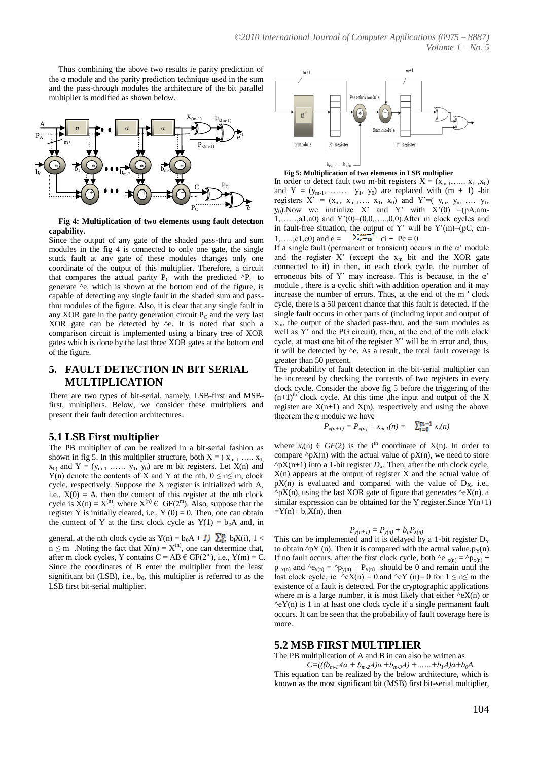Thus combining the above two results ie parity prediction of the α module and the parity prediction technique used in the sum and the pass-through modules the architecture of the bit parallel multiplier is modified as shown below.

**Fig 4: Multiplication of two elements using fault detection capability.**

Since the output of any gate of the shaded pass-thru and sum modules in the fig 4 is connected to only one gate, the single stuck fault at any gate of these modules changes only one coordinate of the output of this multiplier. Therefore, a circuit that compares the actual parity $P_C$ with the predicted $\hat{}P_C$ to generate $\hat{}e$, which is shown at the bottom end of the figure, is capable of detecting any single fault in the shaded sum and pass-thru modules of the figure. Also, it is clear that any single fault in any XOR gate in the parity generation circuit $P_C$ and the very last XOR gate can be detected by $\hat{}e$. It is noted that such a comparison circuit is implemented using a binary tree of XOR gates which is done by the last three XOR gates at the bottom end of the figure.

## 5. FAULT DETECTION IN BIT SERIAL MULTIPLICATION

There are two types of bit-serial, namely, LSB-first and MSB-first, multipliers. Below, we consider these multipliers and present their fault detection architectures.

### 5.1 LSB First multiplier

The PB multiplier of can be realized in a bit-serial fashion as shown in fig 5. In this multiplier structure, both $X = (x_{m-1} \ldots x_1, x_0)$ and $Y = (y_{m-1} \ldots y_1, y_0)$ are m bit registers. Let $X(n)$ and $Y(n)$ denote the contents of X and Y at the nth, $0 \le n \le m$, clock cycle, respectively. Suppose the X register is initialized with A, i.e., $X(0) = A$, then the content of this register at the nth clock cycle is $X(n) = X^{(n)}$, where $X^{(n)} \in GF(2^m)$. Also, suppose that the register Y is initially cleared, i.e., $Y(0) = 0$. Then, one can obtain the content of Y at the first clock cycle as $Y(1) = b_0A$ and, in general, at the nth clock cycle as $Y(n) = b_0A + \sum_{i=1}^{n} b_iX(i)$, $1 < n \le m$. Noting the fact that $X(n) = X^{(n)}$, one can determine that, after m clock cycles, Y contains $C = AB \in GF(2^m)$, i.e., $Y(m) = C$. Since the coordinates of B enter the multiplier from the least significant bit (LSB), i.e., $b_0$, this multiplier is referred to as the LSB first bit-serial multiplier.

**Fig 5: Multiplication of two elements in LSB multiplier**

In order to detect fault two m-bit registers $X = (x_{m-1}, \ldots x_1, x_0)$ and $Y = (y_{m-1}, \ldots y_1, y_0)$ are replaced with $(m + 1)$ -bit registers $X' = (x_m, x_{m-1} \ldots x_1, x_0)$ and $Y' = (y_m, y_{m-1}, \ldots y_1, y_0)$. Now we initialize X' and Y' with $X'(0) = (pA, a_{m-1}, \ldots, a_1, a_0)$ and $Y'(0) = (0,0,\ldots,0,0)$. After m clock cycles and in fault-free situation, the output of Y' will be $Y'(m) = (pC, c_{m-1}, \ldots, c_1, c_0)$ and $e = \sum_{i=0}^{m-1} c_i + P_c = 0$

If a single fault (permanent or transient) occurs in the α' module and the register X' (except the $x_m$ bit and the XOR gate connected to it) in then, in each clock cycle, the number of erroneous bits of Y' may increase. This is because, in the α' module , there is a cyclic shift with addition operation and it may increase the number of errors. Thus, at the end of the m[th] clock cycle, there is a 50 percent chance that this fault is detected. If the single fault occurs in other parts of (including input and output of $x_m$, the output of the shaded pass-thru, and the sum modules as well as Y' and the PG circuit), then, at the end of the mth clock cycle, at most one bit of the register Y' will be in error and, thus, it will be detected by $\hat{}e$. As a result, the total fault coverage is greater than 50 percent.

The probability of fault detection in the bit-serial multiplier can be increased by checking the contents of two registers in every clock cycle. Consider the above fig 5 before the triggering of the $(n+1)^{th}$ clock cycle. At this time ,the input and output of the X register are $X(n+1)$ and $X(n)$, respectively and using the above theorem the α module we have

$$P_{x(n+1)} = P_{x(n)} + x_{m-1}(n) = \sum_{i=0}^{m-1} x_i(n)$$

where $x_i(n) \in GF(2)$ is the i[th] coordinate of $X(n)$. In order to compare $\hat{}pX(n)$ with the actual value of $pX(n)$, we need to store $\hat{}pX(n+1)$ into a 1-bit register $D_X$. Then, after the nth clock cycle, $X(n)$ appears at the output of register X and the actual value of $pX(n)$ is evaluated and compared with the value of $D_X$, i.e., $\hat{}pX(n)$, using the last XOR gate of figure that generates $\hat{}eX(n)$. a similar expression can be obtained for the Y register.Since $Y(n+1) = Y(n) + b_nX(n)$, then

$$P_{y(n+1)} = P_{y(n)} + b_nP_{x(n)}$$

This can be implemented and it is delayed by a 1-bit register $D_Y$ to obtain $\hat{}pY(n)$. Then it is compared with the actual value.$p_Y(n)$. If no fault occurs, after the first clock cycle, both $\hat{}e_{x(n)} = \hat{}p_{x(n)} + p_{x(n)}$ and $\hat{}e_{y(n)} = \hat{}p_{y(n)} + P_{y(n)}$ should be 0 and remain until the last clock cycle, ie $\hat{}eX(n) = 0$.and $\hat{}eY(n) = 0$ for $1 \le n \le m$ the existence of a fault is detected. For the cryptographic applications where m is a large number, it is most likely that either $\hat{}eX(n)$ or $\hat{}eY(n)$ is 1 in at least one clock cycle if a single permanent fault occurs. It can be seen that the probability of fault coverage here is more.

### 5.2 MSB FIRST MULTIPLIER

The PB multiplication of A and B in can also be written as

$$C=(((b_{m-1}A\alpha + b_{m-2}A)\alpha + b_{m-3}A) + \ldots + b_1A)\alpha + b_0A.$$

This equation can be realized by the below architecture, which is known as the most significant bit (MSB) first bit-serial multiplier,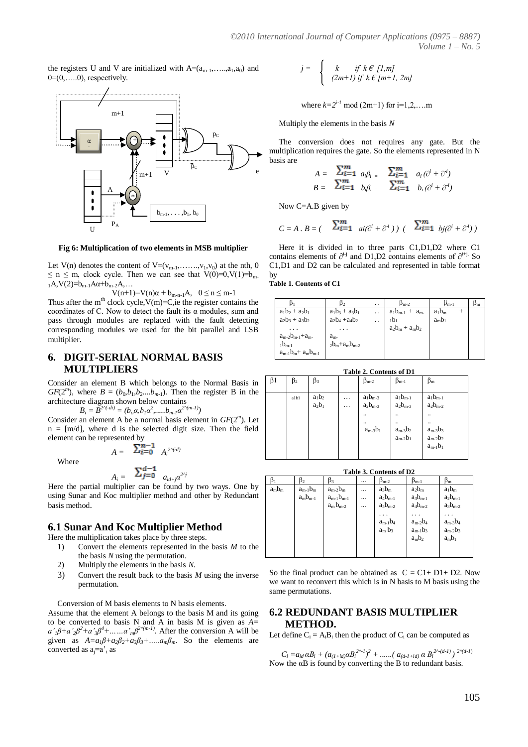the registers U and V are initialized with $A=(a_{m-1},\ldots,a_1,a_0)$ and $0=(0,\ldots,0)$, respectively.

**Fig 6: Multiplication of two elements in MSB multiplier**

Let V(n) denotes the content of $V=(v_{m-1},\ldots,v_1,v_0)$ at the nth, $0 \le n \le m$, clock cycle. Then we can see that $V(0)=0, V(1)=b_{m-1}A, V(2)=b_{m-1}A\alpha+b_{m-2}A,\ldots$

$$V(n+1)=V(n)\alpha + b_{m-n-1}A, \quad 0 \le n \le m-1$$

Thus after the $m^{th}$ clock cycle, $V(m)=C$, ie the register contains the coordinates of C. Now to detect the fault its α modules, sum and pass through modules are replaced with the fault detecting corresponding modules we used for the bit parallel and LSB multiplier.

## 6. DIGIT-SERIAL NORMAL BASIS MULTIPLIERS

Consider an element B which belongs to the Normal Basis in $GF(2^m)$, where $B = (b_0,b_1,b_2\ldots b_{m-1})$. Then the register B in the architecture diagram shown below contains

$$B_i = B^{2^{\wedge}(-di)} = (b_o\alpha, b_1\alpha^2, \ldots b_{m-1}\alpha^{2^{\wedge}(m-1)})$$

Consider an element A be a normal basis element in $GF(2^m)$. Let $n = \lceil m/d \rceil$, where d is the selected digit size. Then the field element can be represented by

$$A = \sum_{i=0}^{n-1} A_i^{2^{\wedge}(id)}$$

Where

$$A_i = \sum_{j=0}^{d-1} a_{id+j}\alpha^{2^{\wedge}j}$$

Here the partial multiplier can be found by two ways. One by using Sunar and Koc multiplier method and other by Redundant basis method.

### 6.1 Sunar And Koc Multiplier Method

Here the multiplication takes place by three steps.

1) Convert the elements represented in the basis *M* to the the basis *N* using the permutation.
2) Multiply the elements in the basis *N.*
3) Convert the result back to the basis *M* using the inverse permutation.

Conversion of M basis elements to N basis elements.

Assume that the element A belongs to the basis M and its going to be converted to basis N and A in basis M is given as $A= a'_1\beta+a'_2\beta^2+a'_3\beta^4+\ldots\ldots a'_m\beta^{2^{\wedge}(m-1)}$. After the conversion A will be given as $A=a_1\beta+a_2\beta_2+a_3\beta_3+\ldots..a_m\beta_m$. So the elements are converted as $a_j=a'_i$ as

$$j = \begin{cases} k & \text{if } k \in [1,m] \\ (2m+1) & \text{if } k \in [m+1, 2m] \end{cases}$$

where $k=2^{i-1} \bmod (2m+1)$ for $i=1,2,\ldots.m$

Multiply the elements in the basis *N*

The conversion does not requires any gate. But the multiplication requires the gate. So the elements represented in N basis are

$$A = \sum_{i=1}^{m} a_i\beta_i = \sum_{i=1}^{m} a_i(\partial^i + \partial^{-i})$$
$$B = \sum_{i=1}^{m} b_i\beta_i = \sum_{i=1}^{m} b_i(\partial^i + \partial^{-i})$$

Now C=A.B given by

$$C = A \,.\, B = \left(\sum_{i=1}^{m} a_i(\partial^i + \partial^{-i})\right)\left(\sum_{i=1}^{m} b_j(\partial^i + \partial^{-i})\right)$$

Here it is divided in to three parts C1,D1,D2 where C1 contains elements of $\partial^{i-j}$ and D1,D2 contains elements of $\partial^{i+j}$. So C1,D1 and D2 can be calculated and represented in table format by

**Table 1. Contents of C1**

| $\beta_1$ | $\beta_2$ | .. | $\beta_{m-2}$ | $\beta_{m-1}$ | $\beta_m$ |
|---|---|---|---|---|---|
| $a_1b_2 + a_2b_1$<br>$a_2b_3 + a_3b_2$<br>...<br>$a_{m-2}b_{m-1}+a_{m-1}b_{m-1}$<br>$a_{m-1}b_m+ a_mb_{m-1}$ | $a_1b_3 + a_3b_1$<br>$a_2b_4 +a_4b_2$<br>...<br>$a_{m-2}b_m+a_mb_{m-2}$ | ..<br>.. | $a_1b_{m-1} + a_{m-1}b_1$<br>$a_2b_m + a_mb_2$ | $a_1b_m$ +<br>$a_mb_1$ | |

**Table 2. Contents of D1**

| $\beta 1$ | $\beta_2$ | $\beta_3$ | | $\beta_{m-2}$ | $\beta_{m-1}$ | $\beta_m$ |
|---|---|---|---|---|---|---|
| | a1b1 | $a_1b_2$<br>$a_2b_1$ | ...<br>... | $a_1b_{m-3}$<br>$a_2b_{m-3}$<br>..<br>..<br>$a_{m-3}b_1$ | $a_1b_{m-1}$<br>$a_2b_{m-3}$<br>..<br>..<br>$a_{m-3}b_2$<br>$a_{m-2}b_1$ | $a_1b_{m-1}$<br>$a_2b_{m-2}$<br>..<br>..<br>$a_{m-3}b_3$<br>$a_{m-2}b_2$<br>$a_{m-1}b_1$ |

**Table 3. Contents of D2**

| $\beta_1$ | $\beta_2$ | $\beta_3$ | ... | $\beta_{m-2}$ | $\beta_{m-1}$ | $\beta_m$ |
|---|---|---|---|---|---|---|
| $a_mb_m$ | $a_{m-1}b_m$<br>$a_mb_{m-1}$ | $a_{m-2}b_m$<br>$a_{m-1}b_{m-1}$<br>$a_m b_{m-2}$ | ...<br>...<br>... | $a_3b_m$<br>$a_4b_{m-1}$<br>$a_5b_{m-2}$<br>...<br>$a_{m-1}b_4$<br>$a_m b_3$ | $a_2b_m$<br>$a_3b_{m-1}$<br>$a_4b_{m-2}$<br>...<br>$a_{m-2}b_4$<br>$a_{m-1}b_3$<br>$a_mb_2$ | $a_1b_m$<br>$a_2b_{m-1}$<br>$a_3b_{m-2}$<br>...<br>$a_{m-3}b_4$<br>$a_{m-2}b_3$<br>$a_mb_1$ |

So the final product can be obtained as $C = C1+ D1+ D2$. Now we want to reconvert this which is in N basis to M basis using the same permutations.

### 6.2 REDUNDANT BASIS MULTIPLIER METHOD.

Let define $C_i = A_iB_i$ then the product of $C_i$ can be computed as

$$C_i = a_{id}\alpha B_i + (a_{(1+id)}\alpha B_i^{2^{\wedge}1})^2 + \ldots\ldots(a_{(d-1+id)}\,\alpha\, B_i^{2^{\wedge}(d-1)})^{2^{\wedge}(d-1)}$$

Now the αB is found by converting the B to redundant basis.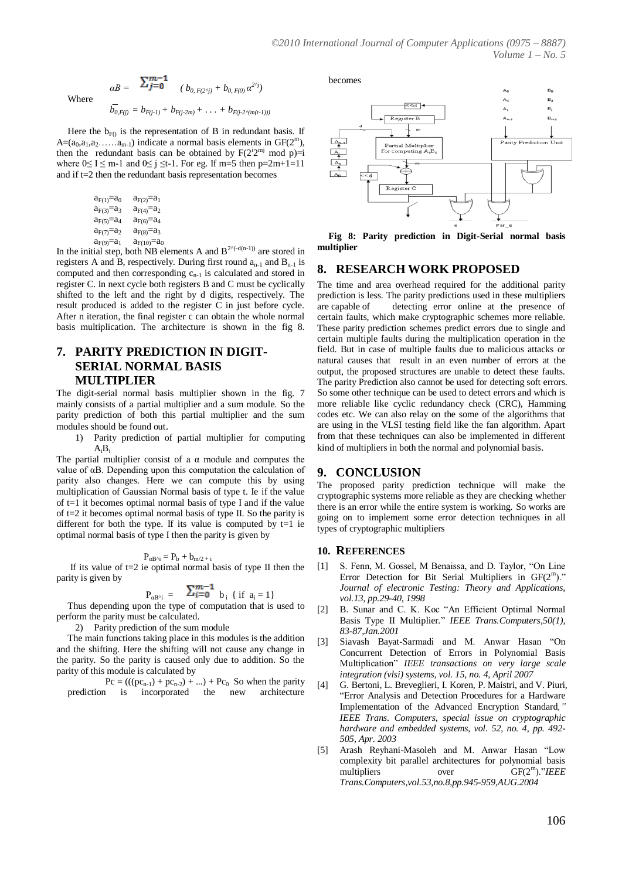$$\alpha B = \sum_{j=0}^{m-1} (\, b_{0,\,F(2^{\wedge}j)} + b_{0,\,F(0)}\, \alpha^{2^{\wedge}j})$$

Where

$$\overline{b_{0,F(j)}} = b_{F(j-1)} + b_{F(j-2m)} + \ldots + b_{F(j-2^{\wedge}(m(t-1)))}$$

Here the $b_{F()}$ is the representation of B in redundant basis. If $A=(a_0,a_1,a_2\ldots\ldots a_{m-1})$ indicate a normal basis elements in $GF(2^m)$, then the redundant basis can be obtained by $F(2^i 2^{mj} \bmod p)=i$ where $0\leq I \leq m-1$ and $0\leq j \leq t-1$. For eg. If m=5 then p=2m+1=11 and if t=2 then the redundant basis representation becomes

| | |
|---|---|
| $a_{F(1)}=a_0$ | $a_{F(2)}=a_1$ |
| $a_{F(3)}=a_3$ | $a_{F(4)}=a_2$ |
| $a_{F(5)}=a_4$ | $a_{F(6)}=a_4$ |
| $a_{F(7)}=a_2$ | $a_{F(8)}=a_3$ |
| $a_{F(9)}=a_1$ | $a_{F(10)}=a_0$ |

In the initial step, both NB elements A and $B^{2^{\wedge}(-d(n-1))}$ are stored in registers A and B, respectively. During first round $a_{n-1}$ and $B_{n-1}$ is computed and then corresponding $c_{n-1}$ is calculated and stored in register C. In next cycle both registers B and C must be cyclically shifted to the left and the right by d digits, respectively. The result produced is added to the register C in just before cycle. After n iteration, the final register c can obtain the whole normal basis multiplication. The architecture is shown in the fig 8.

## 7. PARITY PREDICTION IN DIGIT-SERIAL NORMAL BASIS MULTIPLIER

The digit-serial normal basis multiplier shown in the fig. 7 mainly consists of a partial multiplier and a sum module. So the parity prediction of both this partial multiplier and the sum modules should be found out.

1) Parity prediction of partial multiplier for computing $A_iB_i$

The partial multiplier consist of a α module and computes the value of αB. Depending upon this computation the calculation of parity also changes. Here we can compute this by using multiplication of Gaussian Normal basis of type t. Ie if the value of t=1 it becomes optimal normal basis of type I and if the value of t=2 it becomes optimal normal basis of type II. So the parity is different for both the type. If its value is computed by t=1 ie optimal normal basis of type I then the parity is given by

$$P_{\alpha B^{\wedge}i} = P_b + b_{m/2+i}$$

If its value of t=2 ie optimal normal basis of type II then the parity is given by

$$P_{\alpha B^{\wedge}i} = \sum_{i=0}^{m-1} b_i \;\{\text{ if } a_i = 1\}$$

Thus depending upon the type of computation that is used to perform the parity must be calculated.

2) Parity prediction of the sum module

The main functions taking place in this modules is the addition and the shifting. Here the shifting will not cause any change in the parity. So the parity is caused only due to addition. So the parity of this module is calculated by

$Pc = (((pc_{n-1}) + pc_{n-2}) + \ldots) + Pc_0$ So when the parity prediction is incorporated the new architecture becomes

A₀ B₀
A₁ B₁
Aᵢ Bᵢ
Aₘ₋₁ Bₘ₋₁
Parity Prediction Unit
<<d
Register B
d
m
Aₙ₋₁
Aᵢ
A₁
A₀
Partial Multiplier for computing AᵢBᵢ
m
<<d
Register C
e
Par_e

**Fig 8: Parity prediction in Digit-Serial normal basis multiplier**

## 8. RESEARCH WORK PROPOSED

The time and area overhead required for the additional parity prediction is less. The parity predictions used in these multipliers are capable of detecting error online at the presence of certain faults, which make cryptographic schemes more reliable. These parity prediction schemes predict errors due to single and certain multiple faults during the multiplication operation in the field. But in case of multiple faults due to malicious attacks or natural causes that result in an even number of errors at the output, the proposed structures are unable to detect these faults. The parity Prediction also cannot be used for detecting soft errors. So some other technique can be used to detect errors and which is more reliable like cyclic redundancy check (CRC), Hamming codes etc. We can also relay on the some of the algorithms that are using in the VLSI testing field like the fan algorithm. Apart from that these techniques can also be implemented in different kind of multipliers in both the normal and polynomial basis.

## 9. CONCLUSION

The proposed parity prediction technique will make the cryptographic systems more reliable as they are checking whether there is an error while the entire system is working. So works are going on to implement some error detection techniques in all types of cryptographic multipliers

### 10. REFERENCES

[1] S. Fenn, M. Gossel, M Benaissa, and D. Taylor, "On Line Error Detection for Bit Serial Multipliers in $GF(2^m)$." *Journal of electronic Testing: Theory and Applications, vol.13, pp.29-40, 1998*

[2] B. Sunar and C. K. Koc "An Efficient Optimal Normal Basis Type II Multiplier." *IEEE Trans.Computers,50(1), 83-87,Jan.2001*

[3] Siavash Bayat-Sarmadi and M. Anwar Hasan "On Concurrent Detection of Errors in Polynomial Basis Multiplication" *IEEE transactions on very large scale integration (vlsi) systems, vol. 15, no. 4, April 2007*

[4] G. Bertoni, L. Breveglieri, I. Koren, P. Maistri, and V. Piuri, "Error Analysis and Detection Procedures for a Hardware Implementation of the Advanced Encryption Standard," *IEEE Trans. Computers, special issue on cryptographic hardware and embedded systems, vol. 52, no. 4, pp. 492-505, Apr. 2003*

[5] Arash Reyhani-Masoleh and M. Anwar Hasan "Low complexity bit parallel architectures for polynomial basis multipliers over $GF(2^m)$."*IEEE Trans.Computers,vol.53,no.8,pp.945-959,AUG.2004*